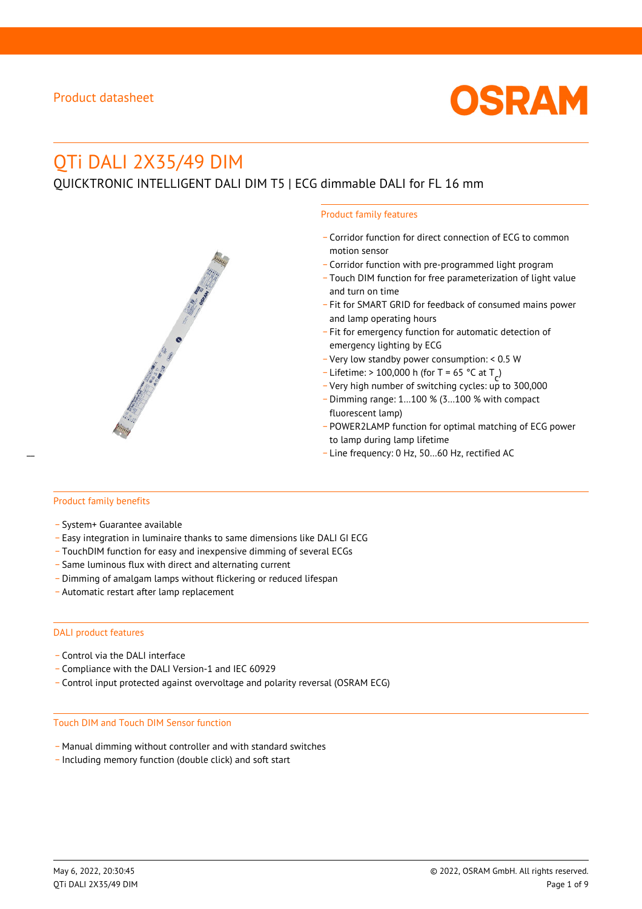Product datasheet

# QTi DALI 2X35/49 DIM

QUICKTRONIC INTELLIGENT DALI DIM T5 | ECG dimmable DALI for FL 16 mm

## Product family features

- Corridor function for direct connection of ECG to common motion sensor
- Corridor function with pre-programmed light program
- Touch DIM function for free parameterization of light value and turn on time
- Fit for SMART GRID for feedback of consumed mains power and lamp operating hours
- Fit for emergency function for automatic detection of emergency lighting by ECG
- Very low standby power consumption: < 0.5 W
- Lifetime: > 100,000 h (for T = 65 °C at $T_c$)
- Very high number of switching cycles: up to 300,000
- Dimming range: 1…100 % (3…100 % with compact fluorescent lamp)
- POWER2LAMP function for optimal matching of ECG power to lamp during lamp lifetime
- Line frequency: 0 Hz, 50…60 Hz, rectified AC

## Product family benefits

- System+ Guarantee available
- Easy integration in luminaire thanks to same dimensions like DALI GI ECG
- TouchDIM function for easy and inexpensive dimming of several ECGs
- Same luminous flux with direct and alternating current
- Dimming of amalgam lamps without flickering or reduced lifespan
- Automatic restart after lamp replacement

## DALI product features

- Control via the DALI interface
- Compliance with the DALI Version-1 and IEC 60929
- Control input protected against overvoltage and polarity reversal (OSRAM ECG)

## Touch DIM and Touch DIM Sensor function

- Manual dimming without controller and with standard switches
- Including memory function (double click) and soft start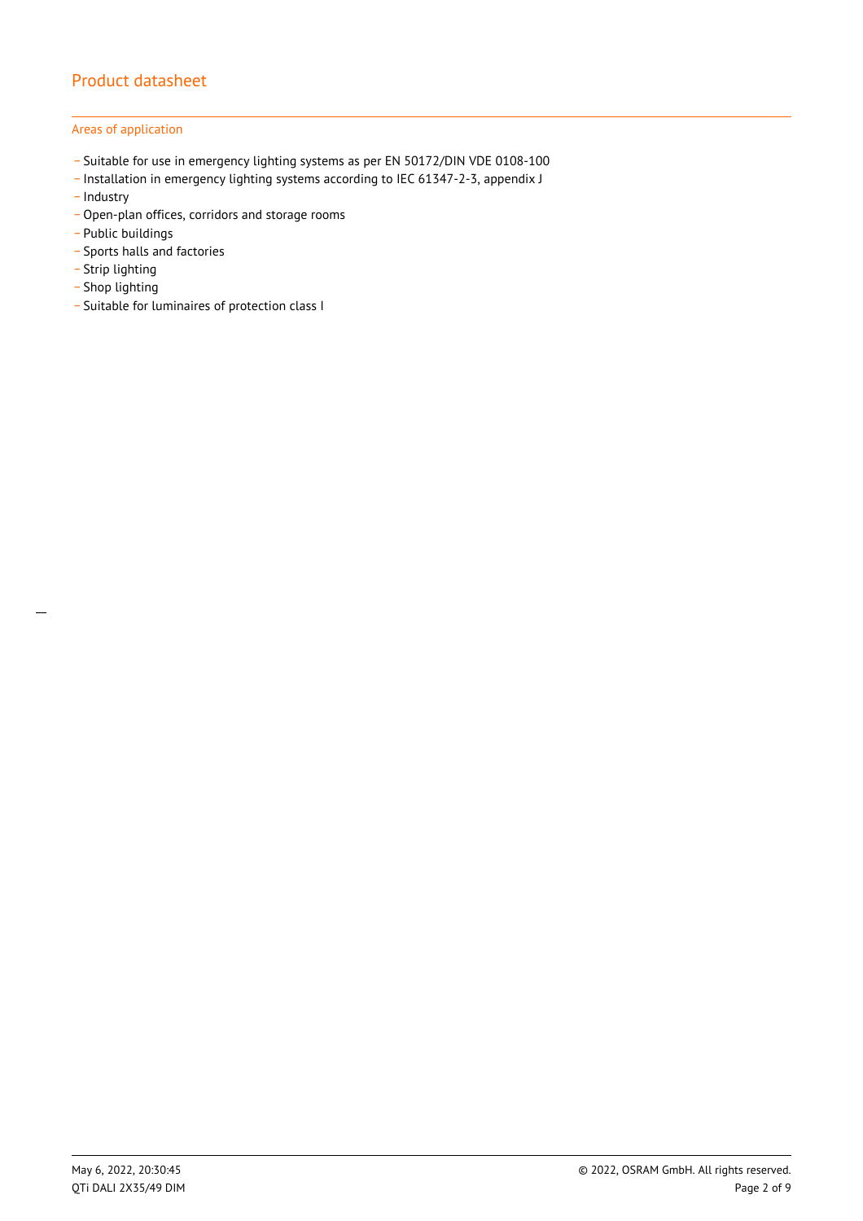## Areas of application

- Suitable for use in emergency lighting systems as per EN 50172/DIN VDE 0108-100
- Installation in emergency lighting systems according to IEC 61347-2-3, appendix J
- Industry
- Open-plan offices, corridors and storage rooms
- Public buildings
- Sports halls and factories
- Strip lighting
- Shop lighting
- Suitable for luminaires of protection class I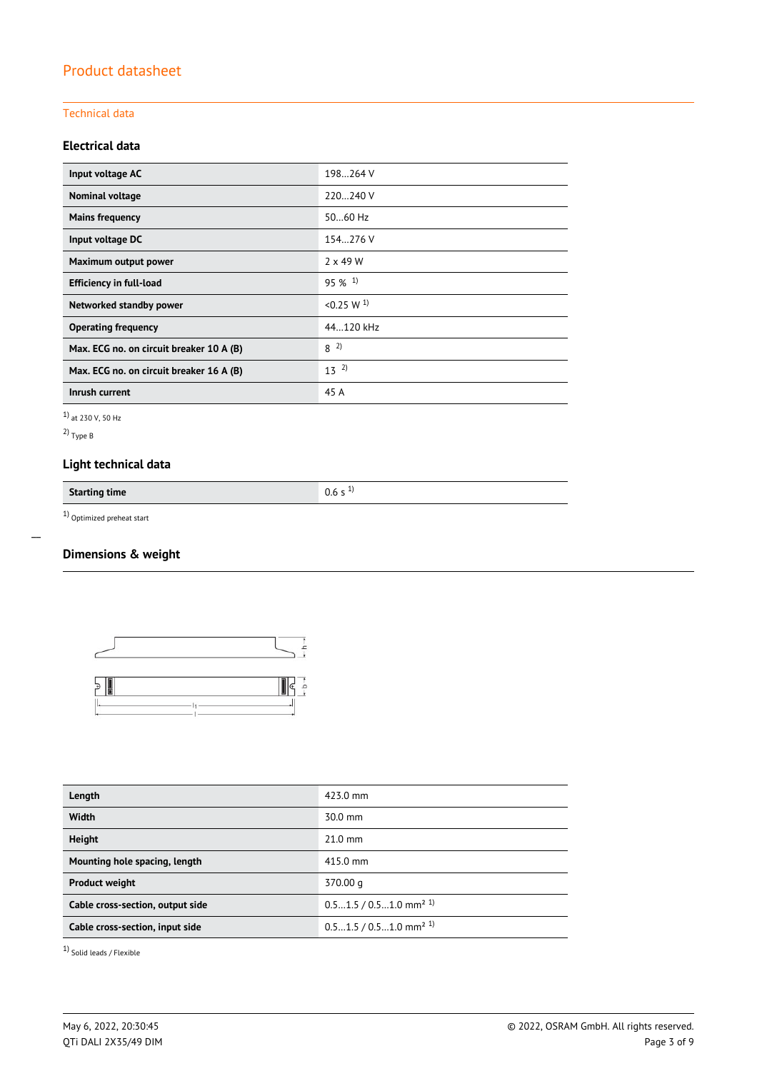# Product datasheet

## Technical data

### Electrical data

| | |
|---|---|
| **Input voltage AC** | 198…264 V |
| **Nominal voltage** | 220…240 V |
| **Mains frequency** | 50…60 Hz |
| **Input voltage DC** | 154…276 V |
| **Maximum output power** | 2 x 49 W |
| **Efficiency in full-load** | 95 % [1] |
| **Networked standby power** | <0.25 W [1] |
| **Operating frequency** | 44…120 kHz |
| **Max. ECG no. on circuit breaker 10 A (B)** | 8 [2] |
| **Max. ECG no. on circuit breaker 16 A (B)** | 13 [2] |
| **Inrush current** | 45 A |

[1] at 230 V, 50 Hz

[2] Type B

### Light technical data

| | |
|---|---|
| **Starting time** | 0.6 s [1] |

[1] Optimized preheat start

### Dimensions & weight

| | |
|---|---|
| **Length** | 423.0 mm |
| **Width** | 30.0 mm |
| **Height** | 21.0 mm |
| **Mounting hole spacing, length** | 415.0 mm |
| **Product weight** | 370.00 g |
| **Cable cross-section, output side** | 0.5…1.5 / 0.5…1.0 mm² [1] |
| **Cable cross-section, input side** | 0.5…1.5 / 0.5…1.0 mm² [1] |

[1] Solid leads / Flexible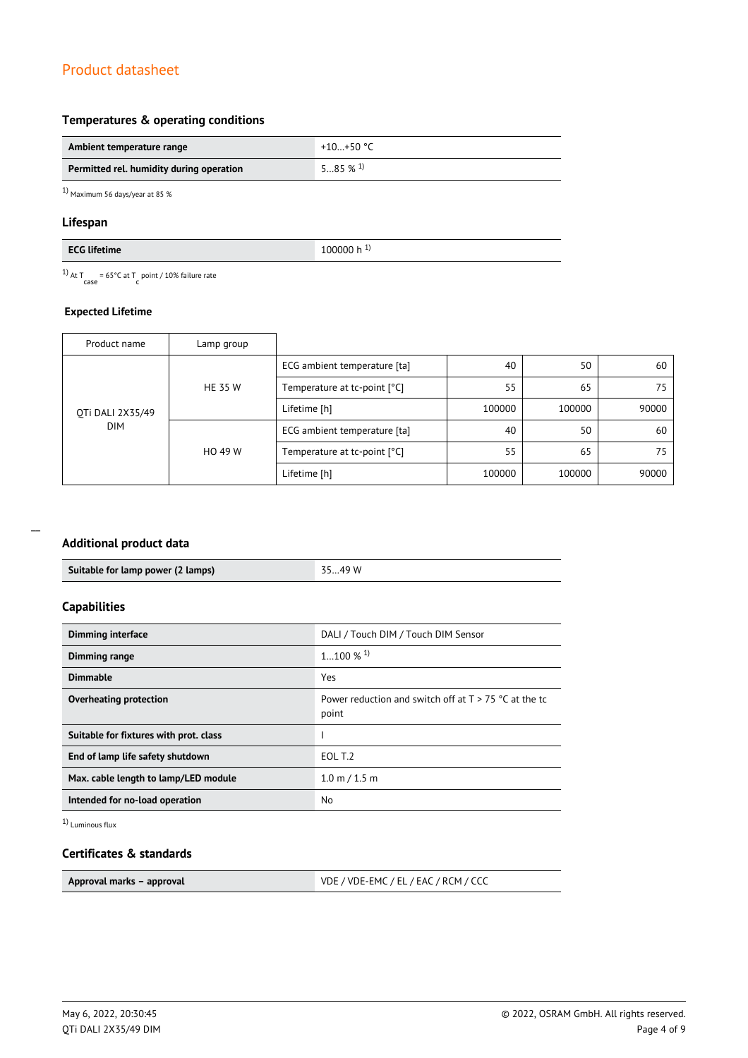## Temperatures & operating conditions

| Ambient temperature range | +10…+50 °C |
| --- | --- |
| Permitted rel. humidity during operation | 5…85 % [1] |

[1] Maximum 56 days/year at 85 %

## Lifespan

| ECG lifetime | 100000 h [1] |
| --- | --- |

[1] At $T_{case}$ = 65°C at $T_c$ point / 10% failure rate

### Expected Lifetime

| Product name | Lamp group | | | | |
| --- | --- | --- | --- | --- | --- |
| QTi DALI 2X35/49 DIM | HE 35 W | ECG ambient temperature [ta] | 40 | 50 | 60 |
| | | Temperature at tc-point [°C] | 55 | 65 | 75 |
| | | Lifetime [h] | 100000 | 100000 | 90000 |
| | HO 49 W | ECG ambient temperature [ta] | 40 | 50 | 60 |
| | | Temperature at tc-point [°C] | 55 | 65 | 75 |
| | | Lifetime [h] | 100000 | 100000 | 90000 |

## Additional product data

| Suitable for lamp power (2 lamps) | 35…49 W |
| --- | --- |

## Capabilities

| Dimming interface | DALI / Touch DIM / Touch DIM Sensor |
| --- | --- |
| Dimming range | 1…100 % [1] |
| Dimmable | Yes |
| Overheating protection | Power reduction and switch off at T > 75 °C at the tc point |
| Suitable for fixtures with prot. class | I |
| End of lamp life safety shutdown | EOL T.2 |
| Max. cable length to lamp/LED module | 1.0 m / 1.5 m |
| Intended for no-load operation | No |

[1] Luminous flux

## Certificates & standards

| Approval marks – approval | VDE / VDE-EMC / EL / EAC / RCM / CCC |
| --- | --- |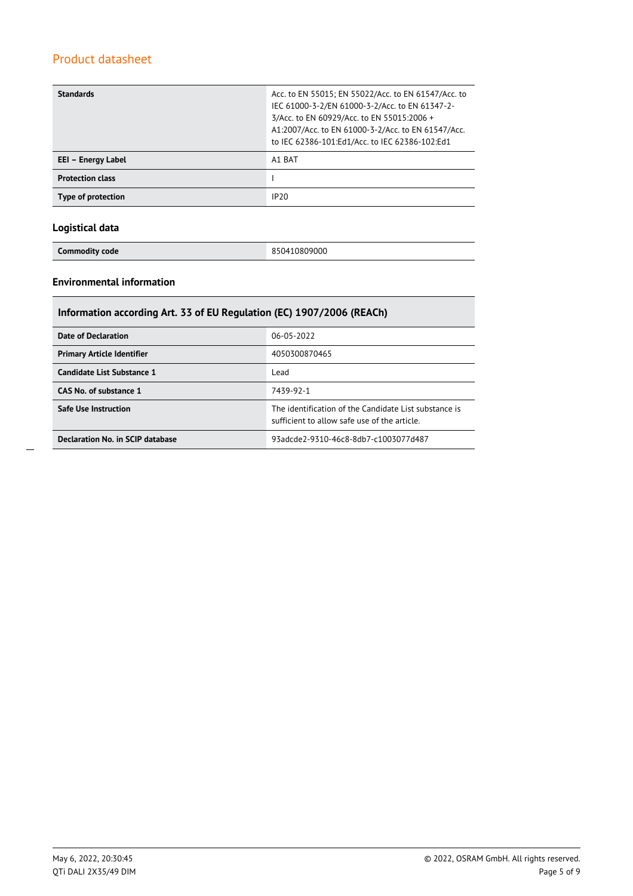| | |
|---|---|
| **Standards** | Acc. to EN 55015; EN 55022/Acc. to EN 61547/Acc. to IEC 61000-3-2/EN 61000-3-2/Acc. to EN 61347-2-3/Acc. to EN 60929/Acc. to EN 55015:2006 + A1:2007/Acc. to EN 61000-3-2/Acc. to EN 61547/Acc. to IEC 62386-101:Ed1/Acc. to IEC 62386-102:Ed1 |
| **EEI – Energy Label** | A1 BAT |
| **Protection class** | I |
| **Type of protection** | IP20 |

### Logistical data

| | |
|---|---|
| **Commodity code** | 850410809000 |

### Environmental information

| **Information according Art. 33 of EU Regulation (EC) 1907/2006 (REACh)** | |
|---|---|
| **Date of Declaration** | 06-05-2022 |
| **Primary Article Identifier** | 4050300870465 |
| **Candidate List Substance 1** | Lead |
| **CAS No. of substance 1** | 7439-92-1 |
| **Safe Use Instruction** | The identification of the Candidate List substance is sufficient to allow safe use of the article. |
| **Declaration No. in SCIP database** | 93adcde2-9310-46c8-8db7-c1003077d487 |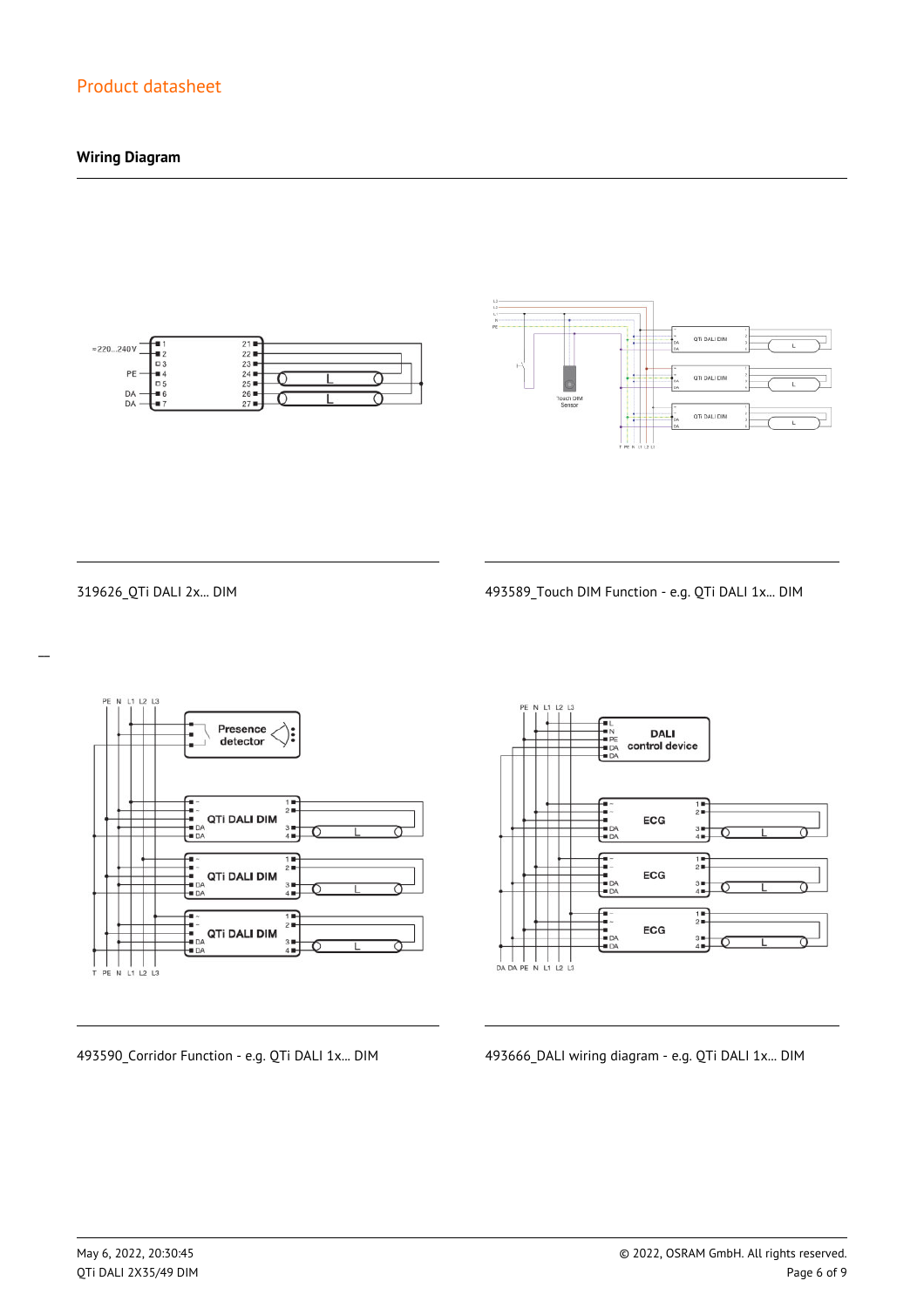## Wiring Diagram

319626_QTi DALI 2x... DIM

493589_Touch DIM Function - e.g. QTi DALI 1x... DIM

493590_Corridor Function - e.g. QTi DALI 1x... DIM

493666_DALI wiring diagram - e.g. QTi DALI 1x... DIM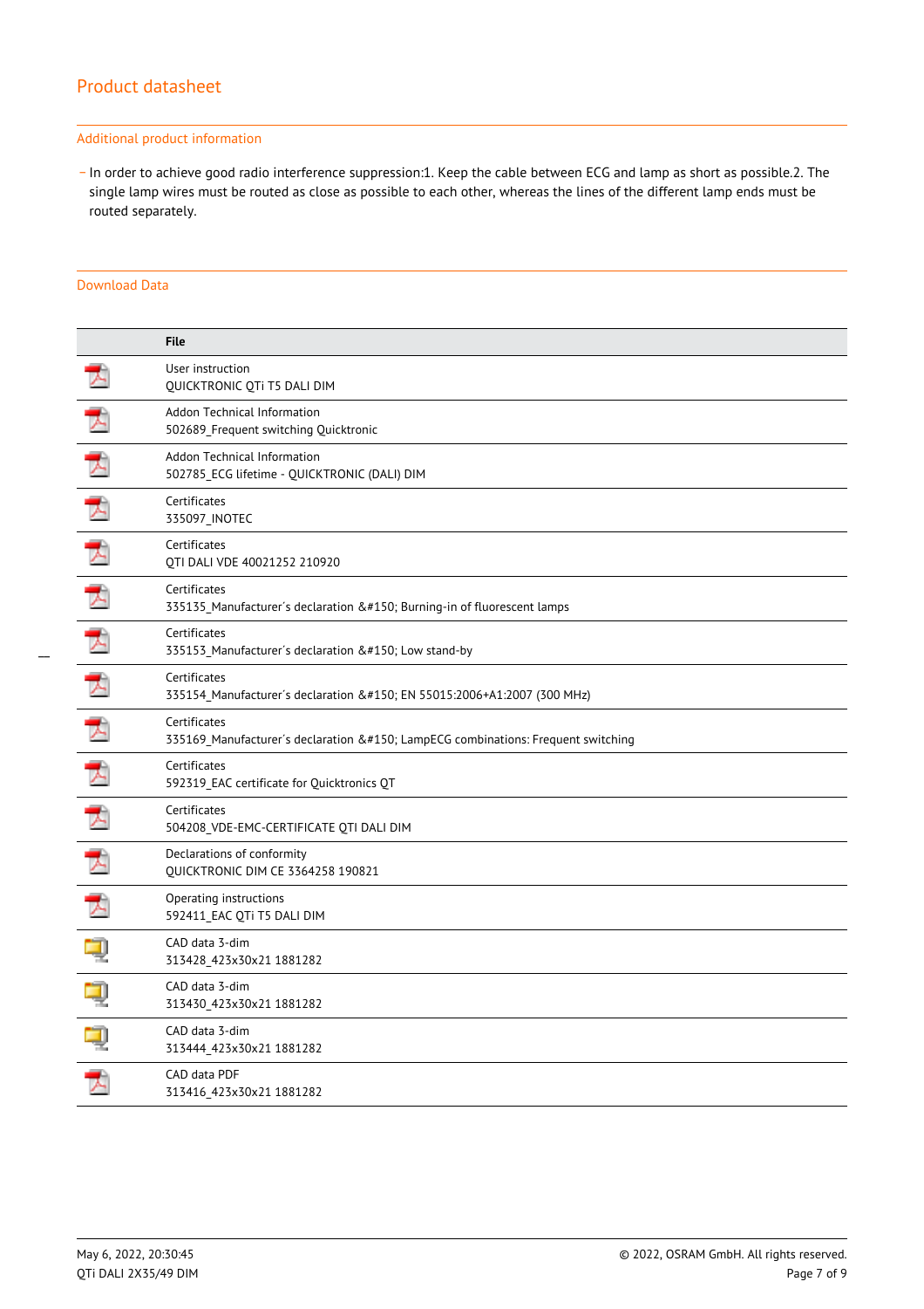## Product datasheet

### Additional product information

- In order to achieve good radio interference suppression:1. Keep the cable between ECG and lamp as short as possible.2. The single lamp wires must be routed as close as possible to each other, whereas the lines of the different lamp ends must be routed separately.

### Download Data

| | File |
|---|---|
| | User instruction<br>QUICKTRONIC QTi T5 DALI DIM |
| | Addon Technical Information<br>502689_Frequent switching Quicktronic |
| | Addon Technical Information<br>502785_ECG lifetime - QUICKTRONIC (DALI) DIM |
| | Certificates<br>335097_INOTEC |
| | Certificates<br>QTI DALI VDE 40021252 210920 |
| | Certificates<br>335135_Manufacturer´s declaration &#150; Burning-in of fluorescent lamps |
| | Certificates<br>335153_Manufacturer´s declaration &#150; Low stand-by |
| | Certificates<br>335154_Manufacturer´s declaration &#150; EN 55015:2006+A1:2007 (300 MHz) |
| | Certificates<br>335169_Manufacturer´s declaration &#150; LampECG combinations: Frequent switching |
| | Certificates<br>592319_EAC certificate for Quicktronics QT |
| | Certificates<br>504208_VDE-EMC-CERTIFICATE QTI DALI DIM |
| | Declarations of conformity<br>QUICKTRONIC DIM CE 3364258 190821 |
| | Operating instructions<br>592411_EAC QTi T5 DALI DIM |
| | CAD data 3-dim<br>313428_423x30x21 1881282 |
| | CAD data 3-dim<br>313430_423x30x21 1881282 |
| | CAD data 3-dim<br>313444_423x30x21 1881282 |
| | CAD data PDF<br>313416_423x30x21 1881282 |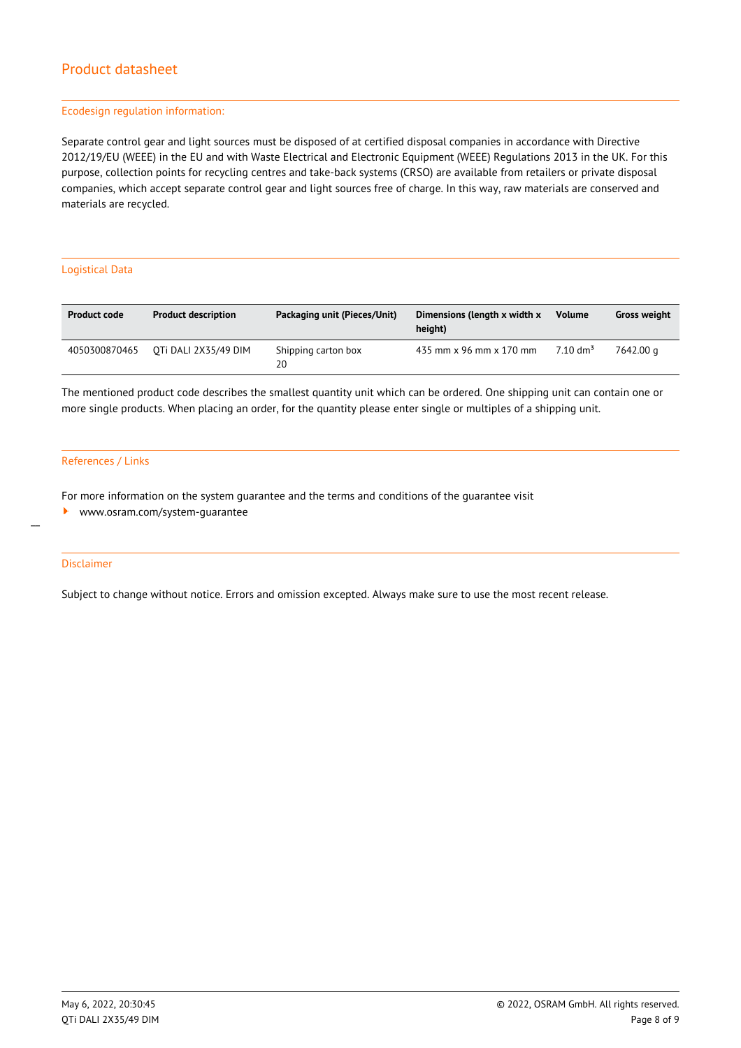## Ecodesign regulation information:

Separate control gear and light sources must be disposed of at certified disposal companies in accordance with Directive 2012/19/EU (WEEE) in the EU and with Waste Electrical and Electronic Equipment (WEEE) Regulations 2013 in the UK. For this purpose, collection points for recycling centres and take-back systems (CRSO) are available from retailers or private disposal companies, which accept separate control gear and light sources free of charge. In this way, raw materials are conserved and materials are recycled.

## Logistical Data

| Product code | Product description | Packaging unit (Pieces/Unit) | Dimensions (length x width x height) | Volume | Gross weight |
| --- | --- | --- | --- | --- | --- |
| 4050300870465 | QTi DALI 2X35/49 DIM | Shipping carton box 20 | 435 mm x 96 mm x 170 mm | 7.10 $dm^3$ | 7642.00 g |

The mentioned product code describes the smallest quantity unit which can be ordered. One shipping unit can contain one or more single products. When placing an order, for the quantity please enter single or multiples of a shipping unit.

## References / Links

For more information on the system guarantee and the terms and conditions of the guarantee visit

- www.osram.com/system-guarantee

## Disclaimer

Subject to change without notice. Errors and omission excepted. Always make sure to use the most recent release.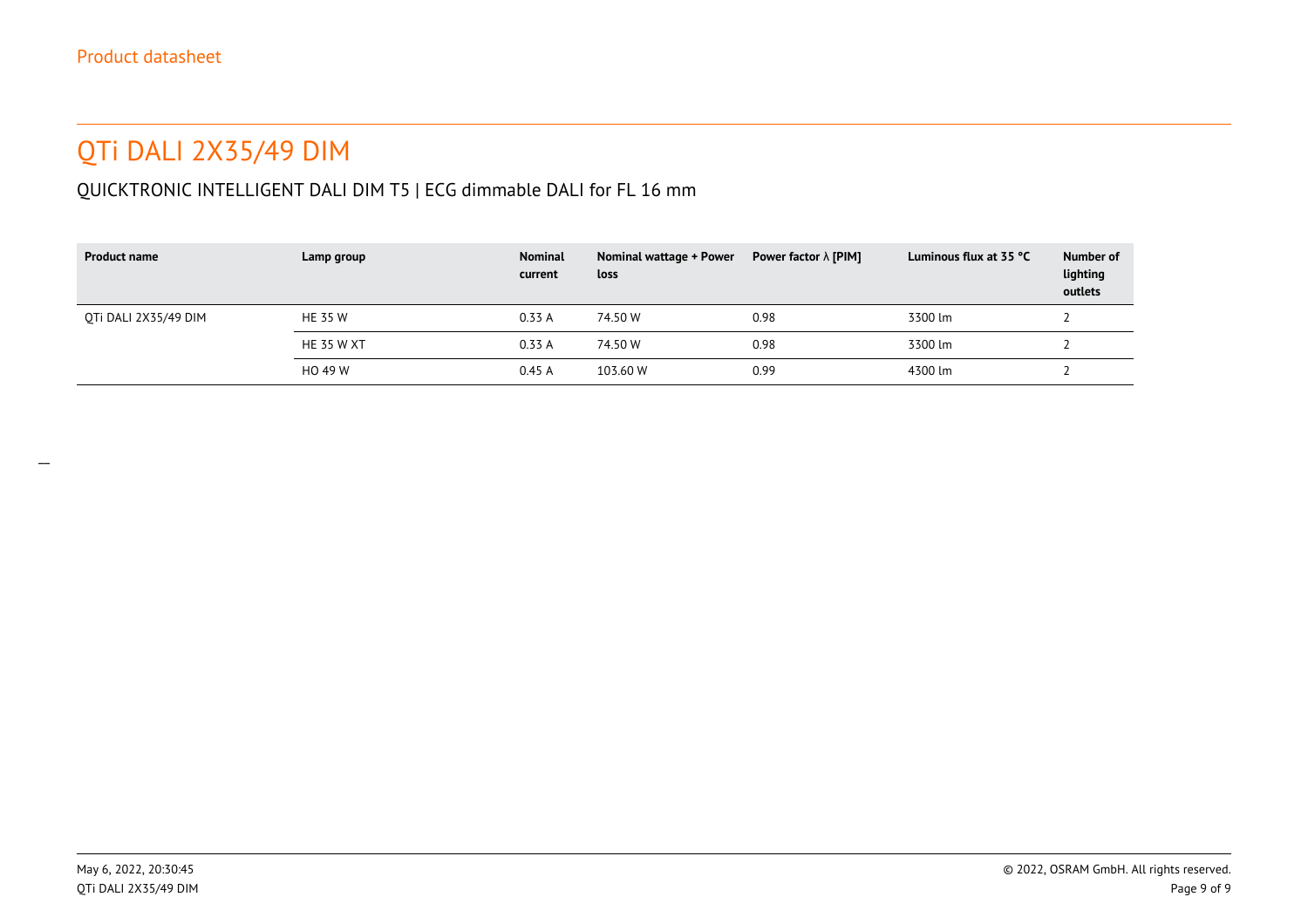# QTi DALI 2X35/49 DIM

## QUICKTRONIC INTELLIGENT DALI DIM T5 | ECG dimmable DALI for FL 16 mm

| Product name | Lamp group | Nominal current | Nominal wattage + Power loss | Power factor λ [PIM] | Luminous flux at 35 °C | Number of lighting outlets |
|---|---|---|---|---|---|---|
| QTi DALI 2X35/49 DIM | HE 35 W | 0.33 A | 74.50 W | 0.98 | 3300 lm | 2 |
| | HE 35 W XT | 0.33 A | 74.50 W | 0.98 | 3300 lm | 2 |
| | HO 49 W | 0.45 A | 103.60 W | 0.99 | 4300 lm | 2 |